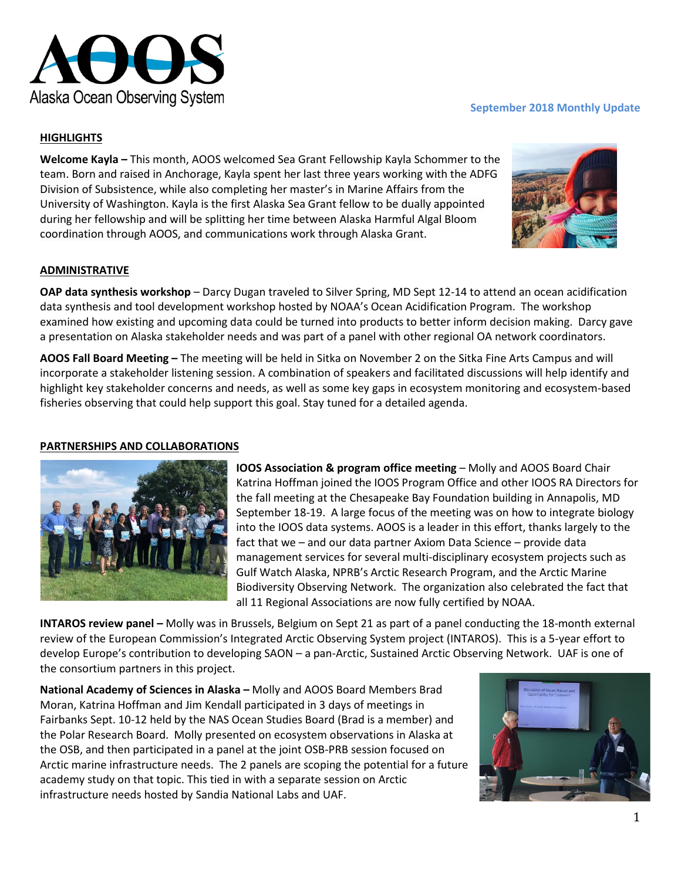# AOOS
Alaska Ocean Observing System

**September 2018 Monthly Update**

## HIGHLIGHTS

**Welcome Kayla –** This month, AOOS welcomed Sea Grant Fellowship Kayla Schommer to the team. Born and raised in Anchorage, Kayla spent her last three years working with the ADFG Division of Subsistence, while also completing her master's in Marine Affairs from the University of Washington. Kayla is the first Alaska Sea Grant fellow to be dually appointed during her fellowship and will be splitting her time between Alaska Harmful Algal Bloom coordination through AOOS, and communications work through Alaska Grant.

## ADMINISTRATIVE

**OAP data synthesis workshop** – Darcy Dugan traveled to Silver Spring, MD Sept 12-14 to attend an ocean acidification data synthesis and tool development workshop hosted by NOAA's Ocean Acidification Program. The workshop examined how existing and upcoming data could be turned into products to better inform decision making. Darcy gave a presentation on Alaska stakeholder needs and was part of a panel with other regional OA network coordinators.

**AOOS Fall Board Meeting –** The meeting will be held in Sitka on November 2 on the Sitka Fine Arts Campus and will incorporate a stakeholder listening session. A combination of speakers and facilitated discussions will help identify and highlight key stakeholder concerns and needs, as well as some key gaps in ecosystem monitoring and ecosystem-based fisheries observing that could help support this goal. Stay tuned for a detailed agenda.

## PARTNERSHIPS AND COLLABORATIONS

**IOOS Association & program office meeting** – Molly and AOOS Board Chair Katrina Hoffman joined the IOOS Program Office and other IOOS RA Directors for the fall meeting at the Chesapeake Bay Foundation building in Annapolis, MD September 18-19. A large focus of the meeting was on how to integrate biology into the IOOS data systems. AOOS is a leader in this effort, thanks largely to the fact that we – and our data partner Axiom Data Science – provide data management services for several multi-disciplinary ecosystem projects such as Gulf Watch Alaska, NPRB's Arctic Research Program, and the Arctic Marine Biodiversity Observing Network. The organization also celebrated the fact that all 11 Regional Associations are now fully certified by NOAA.

**INTAROS review panel –** Molly was in Brussels, Belgium on Sept 21 as part of a panel conducting the 18-month external review of the European Commission's Integrated Arctic Observing System project (INTAROS). This is a 5-year effort to develop Europe's contribution to developing SAON – a pan-Arctic, Sustained Arctic Observing Network. UAF is one of the consortium partners in this project.

**National Academy of Sciences in Alaska –** Molly and AOOS Board Members Brad Moran, Katrina Hoffman and Jim Kendall participated in 3 days of meetings in Fairbanks Sept. 10-12 held by the NAS Ocean Studies Board (Brad is a member) and the Polar Research Board. Molly presented on ecosystem observations in Alaska at the OSB, and then participated in a panel at the joint OSB-PRB session focused on Arctic marine infrastructure needs. The 2 panels are scoping the potential for a future academy study on that topic. This tied in with a separate session on Arctic infrastructure needs hosted by Sandia National Labs and UAF.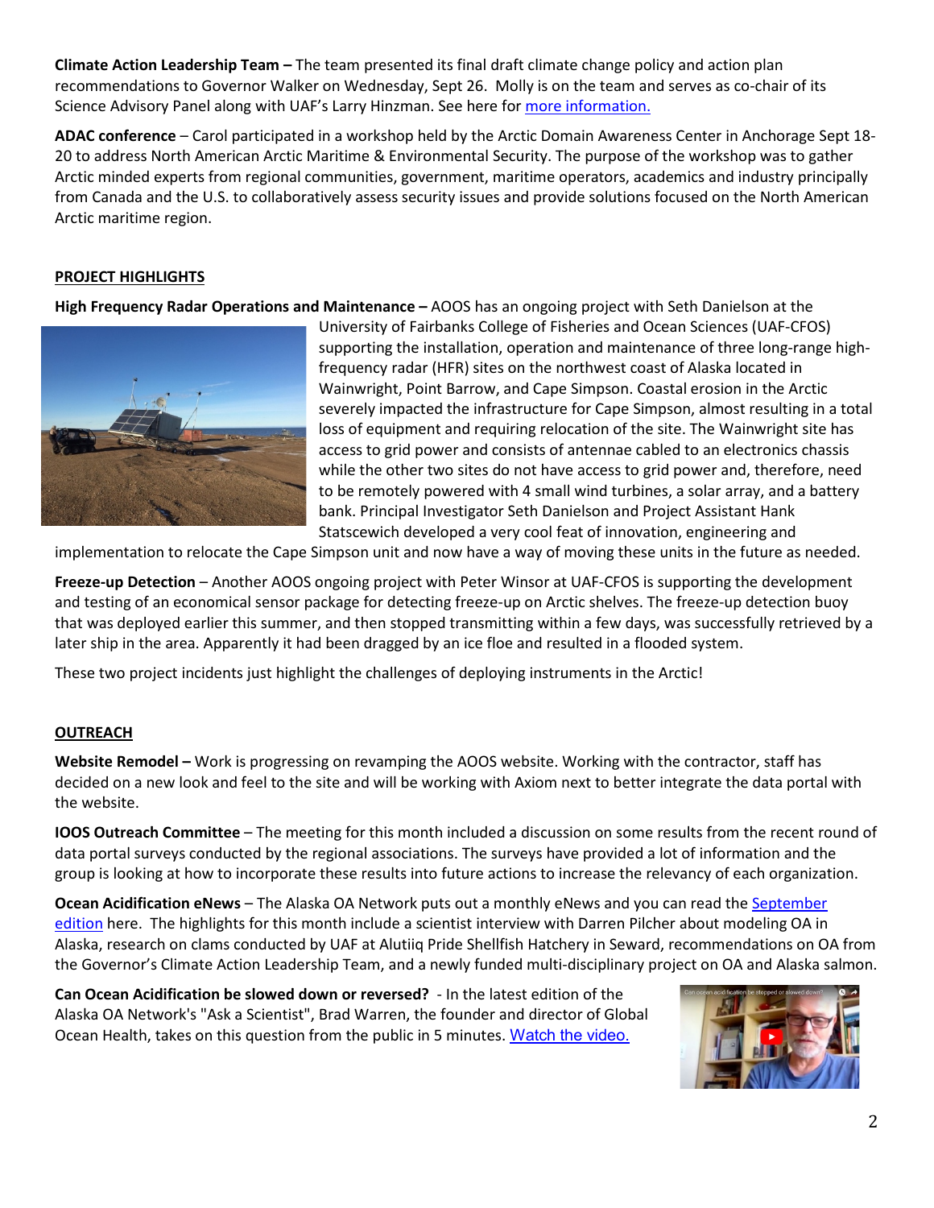**Climate Action Leadership Team –** The team presented its final draft climate change policy and action plan recommendations to Governor Walker on Wednesday, Sept 26. Molly is on the team and serves as co-chair of its Science Advisory Panel along with UAF's Larry Hinzman. See here for more information.

**ADAC conference** – Carol participated in a workshop held by the Arctic Domain Awareness Center in Anchorage Sept 18-20 to address North American Arctic Maritime & Environmental Security. The purpose of the workshop was to gather Arctic minded experts from regional communities, government, maritime operators, academics and industry principally from Canada and the U.S. to collaboratively assess security issues and provide solutions focused on the North American Arctic maritime region.

## PROJECT HIGHLIGHTS

**High Frequency Radar Operations and Maintenance –** AOOS has an ongoing project with Seth Danielson at the University of Fairbanks College of Fisheries and Ocean Sciences (UAF-CFOS) supporting the installation, operation and maintenance of three long-range high-frequency radar (HFR) sites on the northwest coast of Alaska located in Wainwright, Point Barrow, and Cape Simpson. Coastal erosion in the Arctic severely impacted the infrastructure for Cape Simpson, almost resulting in a total loss of equipment and requiring relocation of the site. The Wainwright site has access to grid power and consists of antennae cabled to an electronics chassis while the other two sites do not have access to grid power and, therefore, need to be remotely powered with 4 small wind turbines, a solar array, and a battery bank. Principal Investigator Seth Danielson and Project Assistant Hank Statscewich developed a very cool feat of innovation, engineering and implementation to relocate the Cape Simpson unit and now have a way of moving these units in the future as needed.

**Freeze-up Detection** – Another AOOS ongoing project with Peter Winsor at UAF-CFOS is supporting the development and testing of an economical sensor package for detecting freeze-up on Arctic shelves. The freeze-up detection buoy that was deployed earlier this summer, and then stopped transmitting within a few days, was successfully retrieved by a later ship in the area. Apparently it had been dragged by an ice floe and resulted in a flooded system.

These two project incidents just highlight the challenges of deploying instruments in the Arctic!

## OUTREACH

**Website Remodel –** Work is progressing on revamping the AOOS website. Working with the contractor, staff has decided on a new look and feel to the site and will be working with Axiom next to better integrate the data portal with the website.

**IOOS Outreach Committee** – The meeting for this month included a discussion on some results from the recent round of data portal surveys conducted by the regional associations. The surveys have provided a lot of information and the group is looking at how to incorporate these results into future actions to increase the relevancy of each organization.

**Ocean Acidification eNews** – The Alaska OA Network puts out a monthly eNews and you can read the September edition here. The highlights for this month include a scientist interview with Darren Pilcher about modeling OA in Alaska, research on clams conducted by UAF at Alutiiq Pride Shellfish Hatchery in Seward, recommendations on OA from the Governor's Climate Action Leadership Team, and a newly funded multi-disciplinary project on OA and Alaska salmon.

**Can Ocean Acidification be slowed down or reversed?** - In the latest edition of the Alaska OA Network's "Ask a Scientist", Brad Warren, the founder and director of Global Ocean Health, takes on this question from the public in 5 minutes. Watch the video.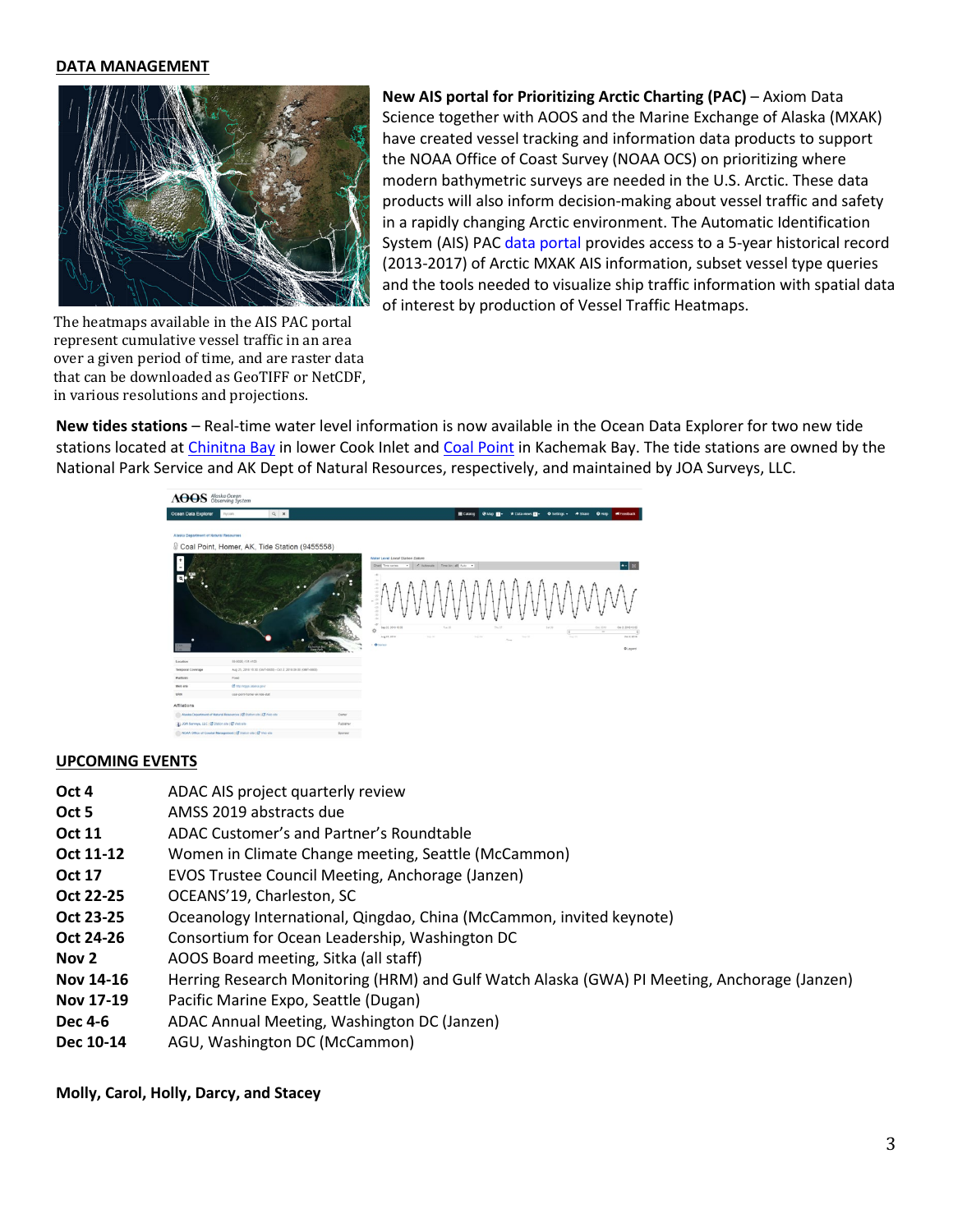## DATA MANAGEMENT

**New AIS portal for Prioritizing Arctic Charting (PAC)** – Axiom Data Science together with AOOS and the Marine Exchange of Alaska (MXAK) have created vessel tracking and information data products to support the NOAA Office of Coast Survey (NOAA OCS) on prioritizing where modern bathymetric surveys are needed in the U.S. Arctic. These data products will also inform decision-making about vessel traffic and safety in a rapidly changing Arctic environment. The Automatic Identification System (AIS) PAC data portal provides access to a 5-year historical record (2013-2017) of Arctic MXAK AIS information, subset vessel type queries and the tools needed to visualize ship traffic information with spatial data of interest by production of Vessel Traffic Heatmaps.

The heatmaps available in the AIS PAC portal represent cumulative vessel traffic in an area over a given period of time, and are raster data that can be downloaded as GeoTIFF or NetCDF, in various resolutions and projections.

**New tides stations** – Real-time water level information is now available in the Ocean Data Explorer for two new tide stations located at Chinitna Bay in lower Cook Inlet and Coal Point in Kachemak Bay. The tide stations are owned by the National Park Service and AK Dept of Natural Resources, respectively, and maintained by JOA Surveys, LLC.

## UPCOMING EVENTS

| | |
|---|---|
| **Oct 4** | ADAC AIS project quarterly review |
| **Oct 5** | AMSS 2019 abstracts due |
| **Oct 11** | ADAC Customer's and Partner's Roundtable |
| **Oct 11-12** | Women in Climate Change meeting, Seattle (McCammon) |
| **Oct 17** | EVOS Trustee Council Meeting, Anchorage (Janzen) |
| **Oct 22-25** | OCEANS'19, Charleston, SC |
| **Oct 23-25** | Oceanology International, Qingdao, China (McCammon, invited keynote) |
| **Oct 24-26** | Consortium for Ocean Leadership, Washington DC |
| **Nov 2** | AOOS Board meeting, Sitka (all staff) |
| **Nov 14-16** | Herring Research Monitoring (HRM) and Gulf Watch Alaska (GWA) PI Meeting, Anchorage (Janzen) |
| **Nov 17-19** | Pacific Marine Expo, Seattle (Dugan) |
| **Dec 4-6** | ADAC Annual Meeting, Washington DC (Janzen) |
| **Dec 10-14** | AGU, Washington DC (McCammon) |

**Molly, Carol, Holly, Darcy, and Stacey**